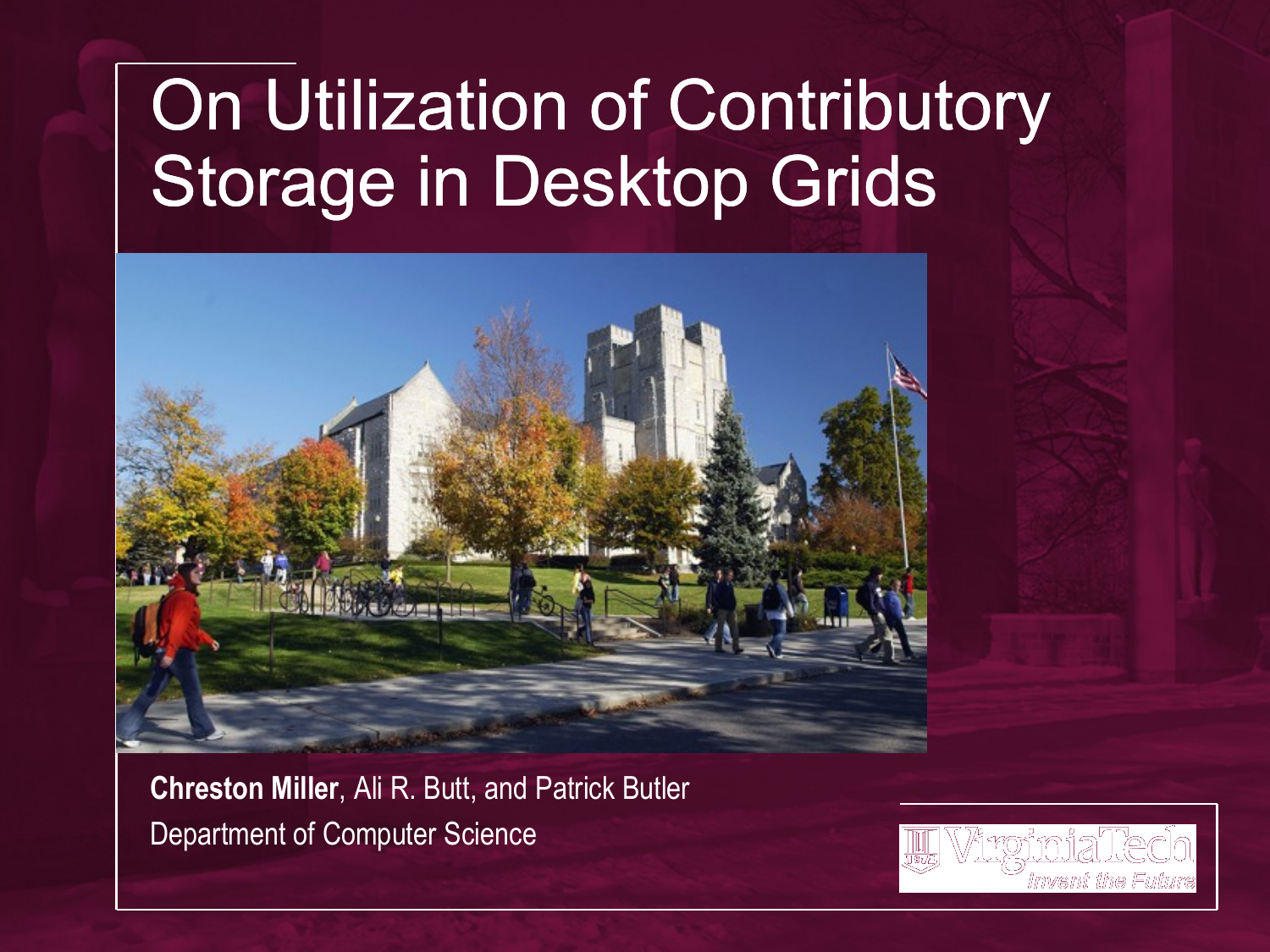# On Utilization of Contributory Storage in Desktop Grids

**Chreston Miller**, Ali R. Butt, and Patrick Butler

Department of Computer Science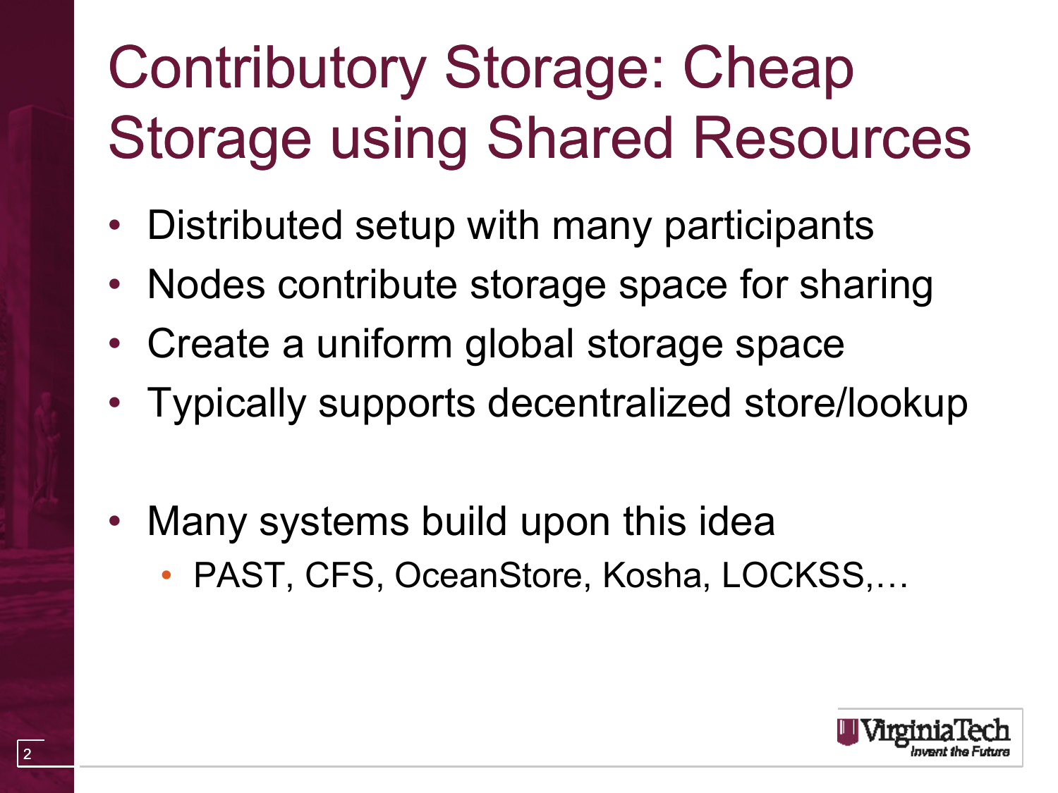# Contributory Storage: Cheap Storage using Shared Resources

- Distributed setup with many participants
- Nodes contribute storage space for sharing
- Create a uniform global storage space
- Typically supports decentralized store/lookup

- Many systems build upon this idea
  - PAST, CFS, OceanStore, Kosha, LOCKSS,…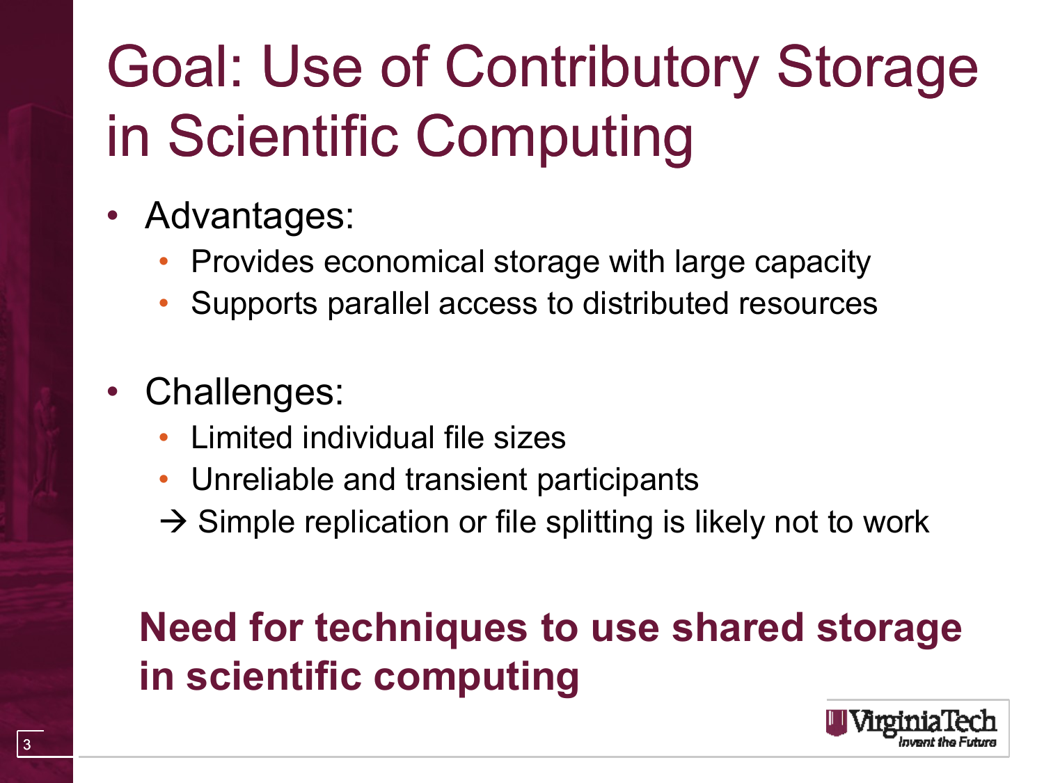# Goal: Use of Contributory Storage in Scientific Computing

- Advantages:
  - Provides economical storage with large capacity
  - Supports parallel access to distributed resources

- Challenges:
  - Limited individual file sizes
  - Unreliable and transient participants

  → Simple replication or file splitting is likely not to work

**Need for techniques to use shared storage in scientific computing**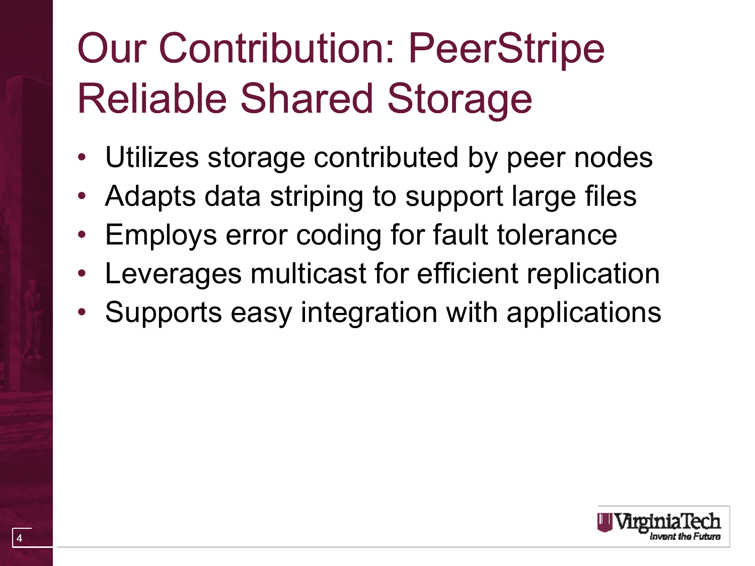# Our Contribution: PeerStripe Reliable Shared Storage

- Utilizes storage contributed by peer nodes
- Adapts data striping to support large files
- Employs error coding for fault tolerance
- Leverages multicast for efficient replication
- Supports easy integration with applications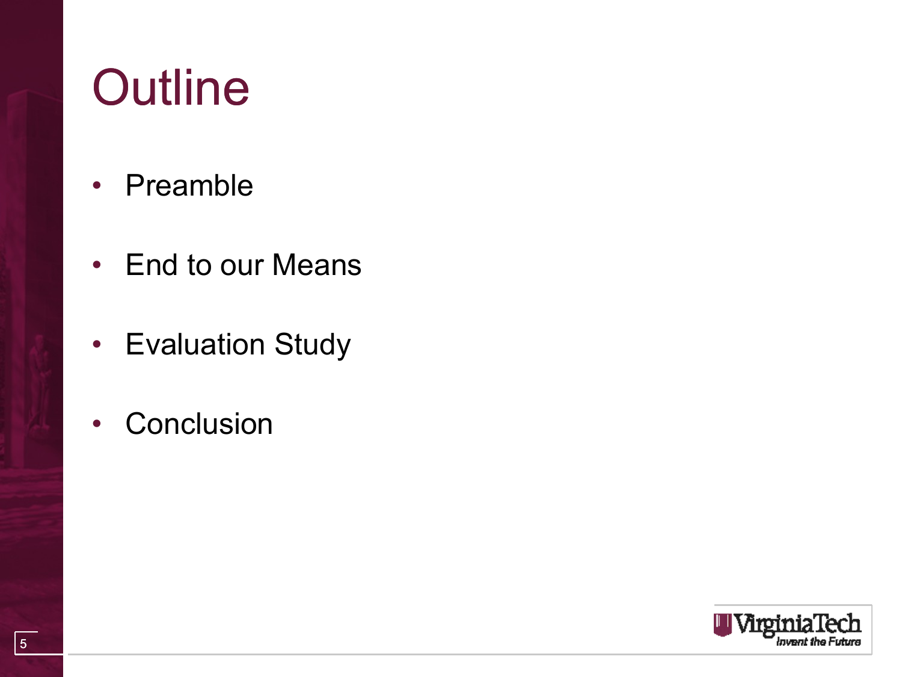# Outline

- Preamble
- End to our Means
- Evaluation Study
- Conclusion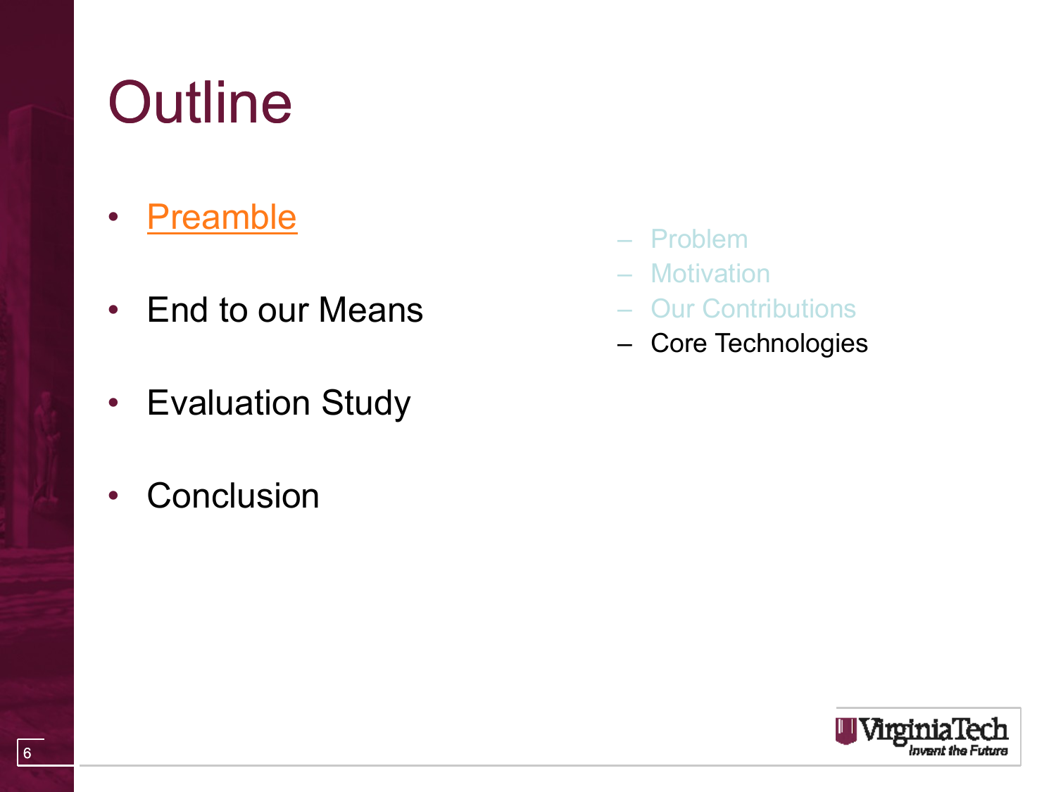# Outline

- Preamble
  - Problem
  - Motivation
  - Our Contributions
  - Core Technologies
- End to our Means
- Evaluation Study
- Conclusion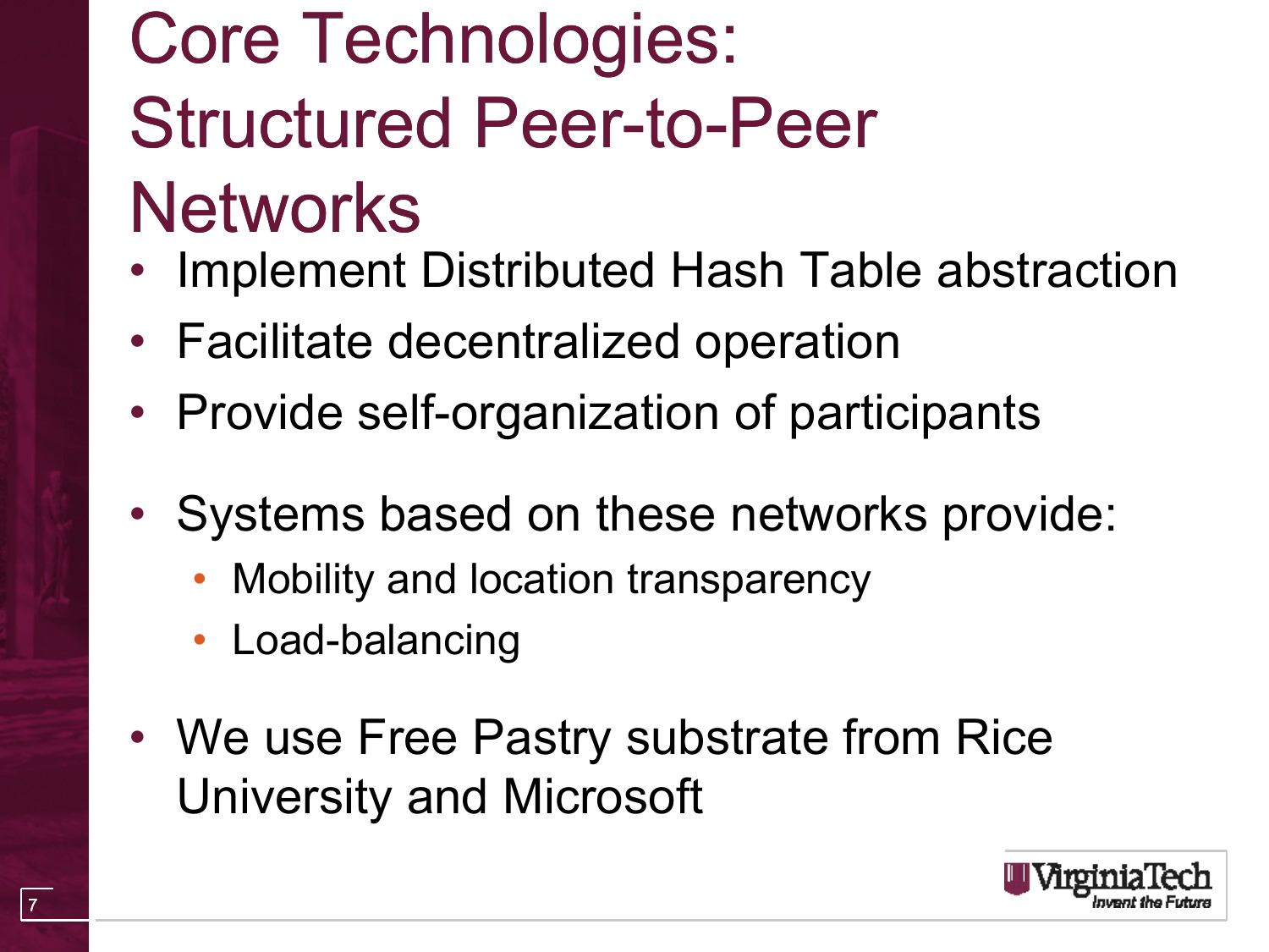# Core Technologies: Structured Peer-to-Peer Networks

- Implement Distributed Hash Table abstraction
- Facilitate decentralized operation
- Provide self-organization of participants
- Systems based on these networks provide:
  - Mobility and location transparency
  - Load-balancing
- We use Free Pastry substrate from Rice University and Microsoft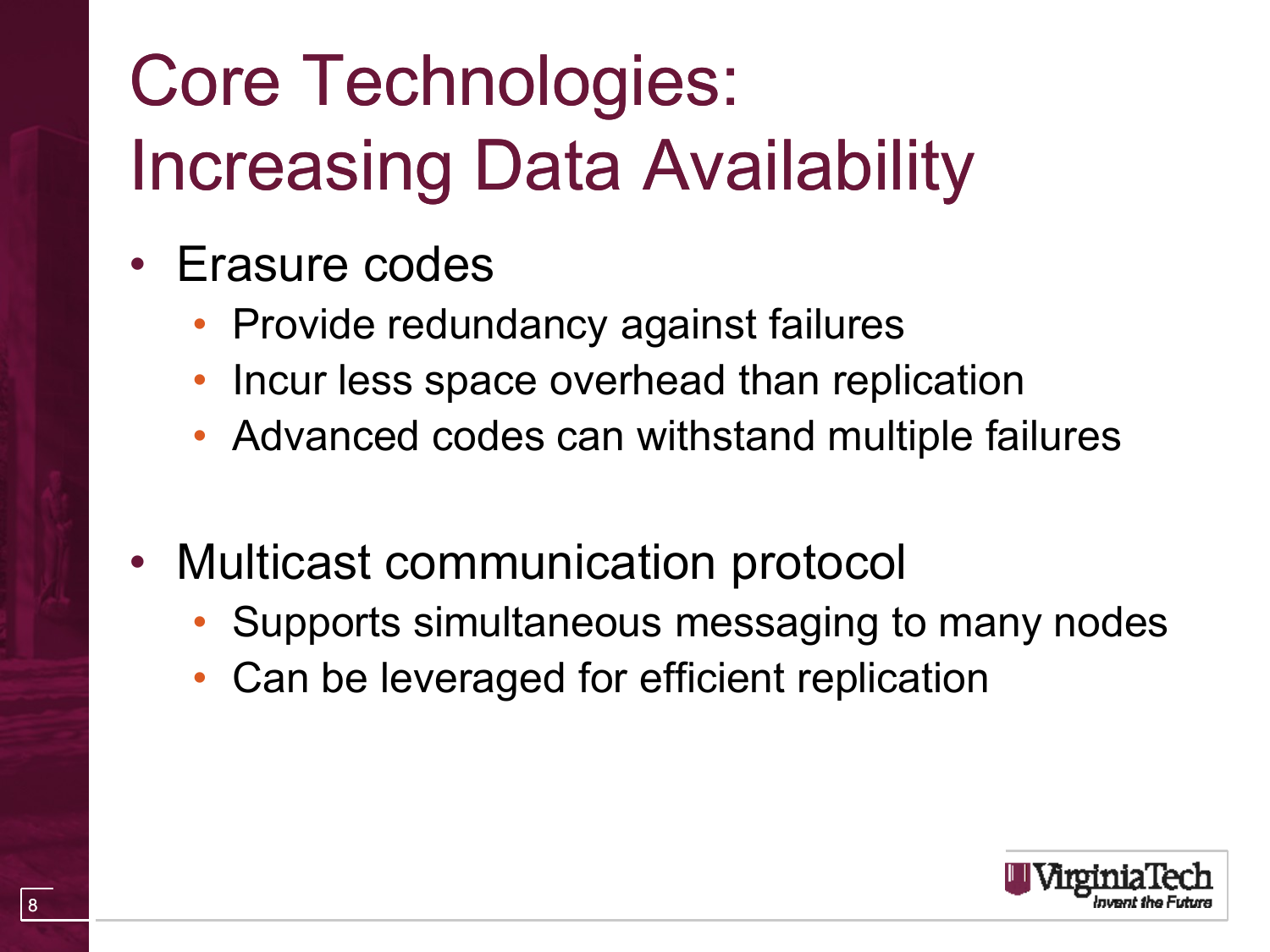# Core Technologies: Increasing Data Availability

- Erasure codes
  - Provide redundancy against failures
  - Incur less space overhead than replication
  - Advanced codes can withstand multiple failures

- Multicast communication protocol
  - Supports simultaneous messaging to many nodes
  - Can be leveraged for efficient replication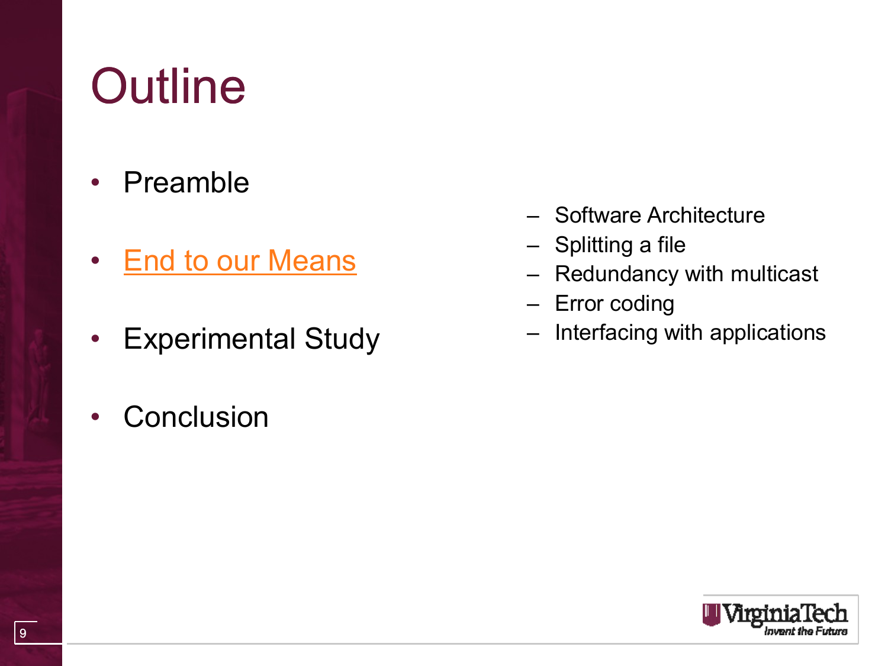# Outline

- Preamble
- End to our Means
  - Software Architecture
  - Splitting a file
  - Redundancy with multicast
  - Error coding
  - Interfacing with applications
- Experimental Study
- Conclusion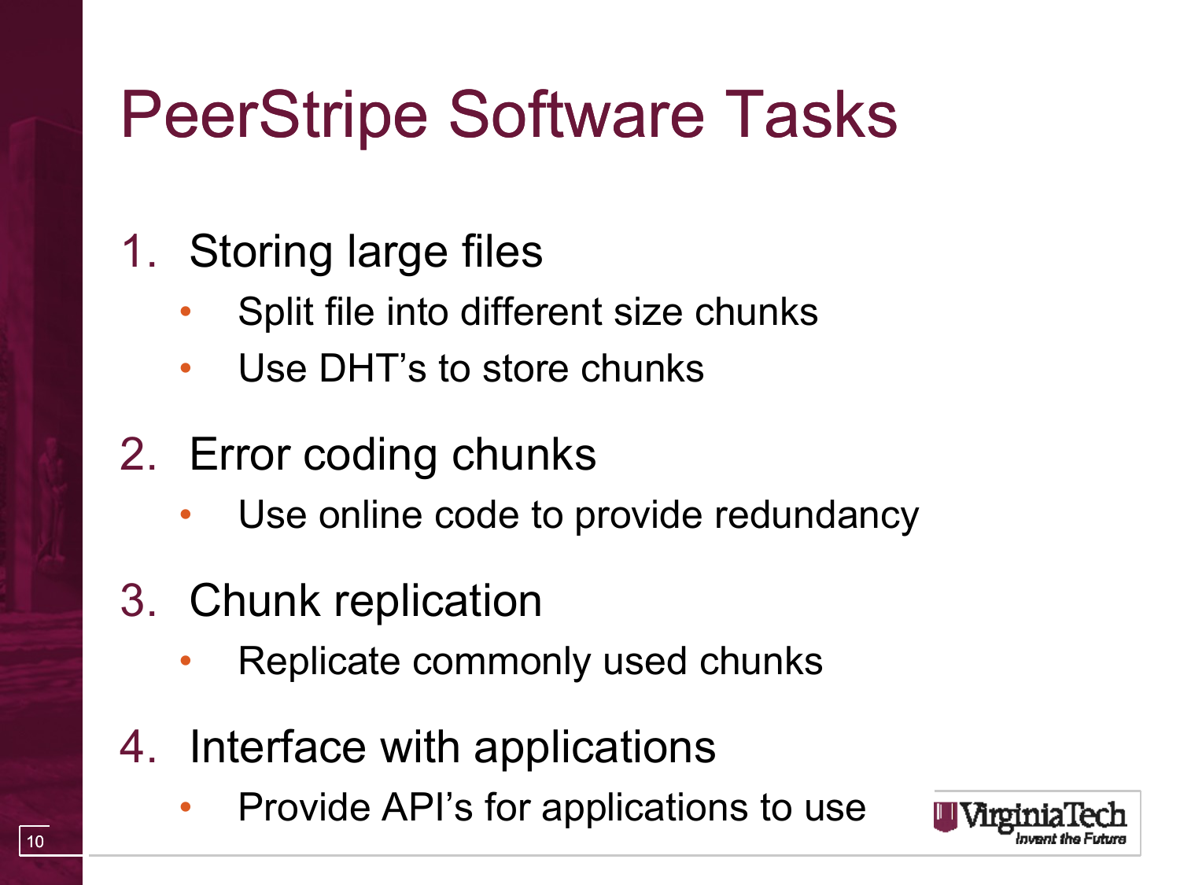# PeerStripe Software Tasks

1. Storing large files
   - Split file into different size chunks
   - Use DHT's to store chunks
2. Error coding chunks
   - Use online code to provide redundancy
3. Chunk replication
   - Replicate commonly used chunks
4. Interface with applications
   - Provide API's for applications to use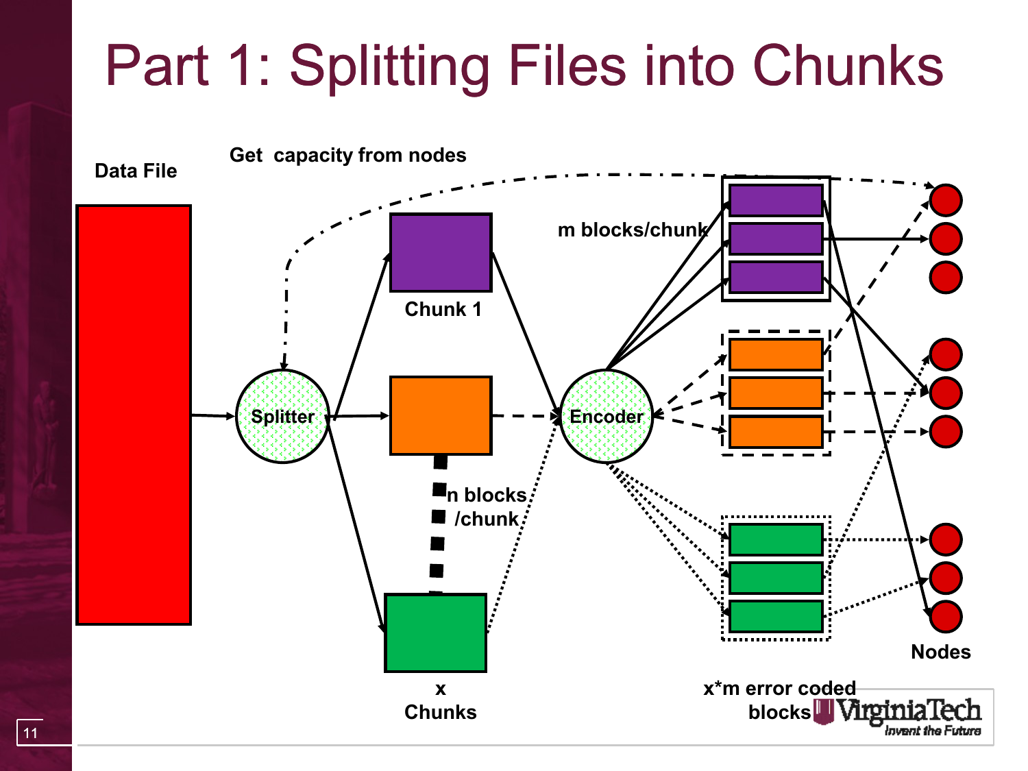# Part 1: Splitting Files into Chunks

Data File

Get capacity from nodes

Splitter

Chunk 1

n blocks /chunk

x Chunks

Encoder

m blocks/chunk

x*m error coded blocks

Nodes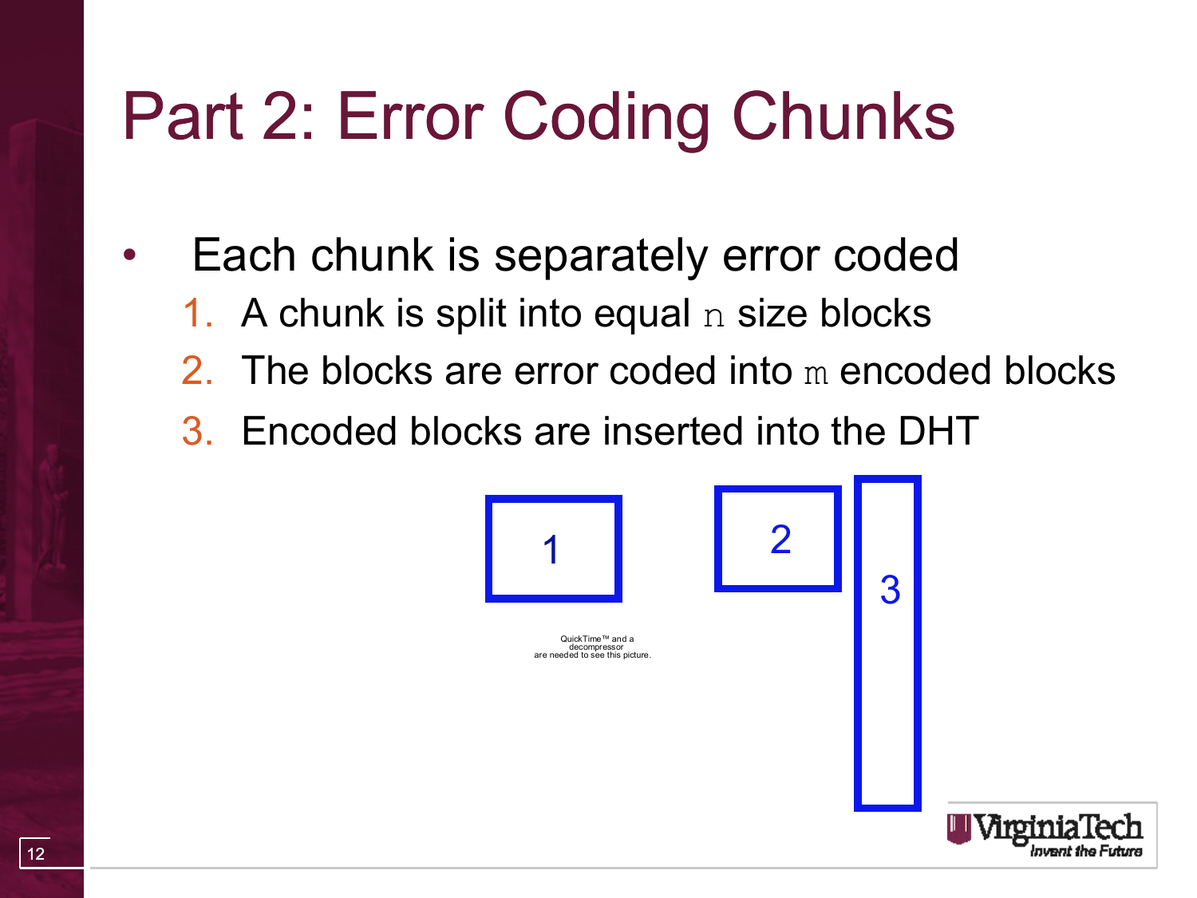# Part 2: Error Coding Chunks

- Each chunk is separately error coded
  1. A chunk is split into equal `n` size blocks
  2. The blocks are error coded into `m` encoded blocks
  3. Encoded blocks are inserted into the DHT

1

2

3

QuickTime™ and a decompressor are needed to see this picture.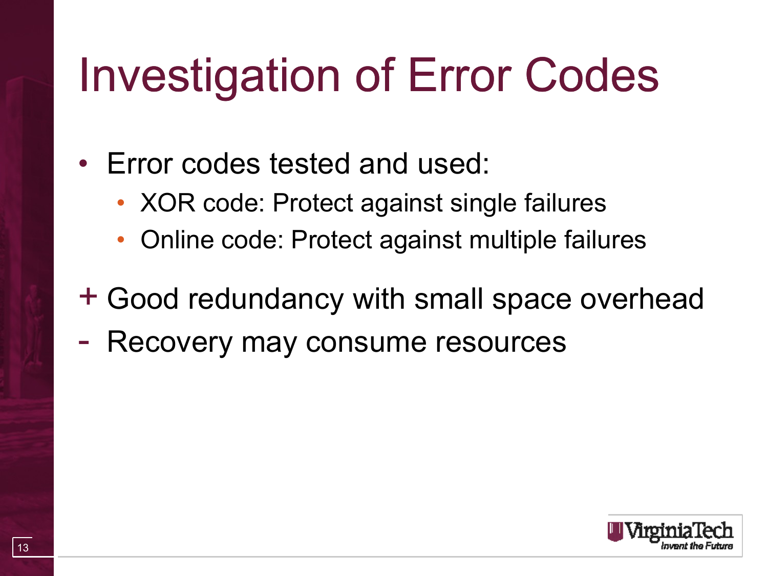# Investigation of Error Codes

- Error codes tested and used:
  - XOR code: Protect against single failures
  - Online code: Protect against multiple failures

+ Good redundancy with small space overhead

- Recovery may consume resources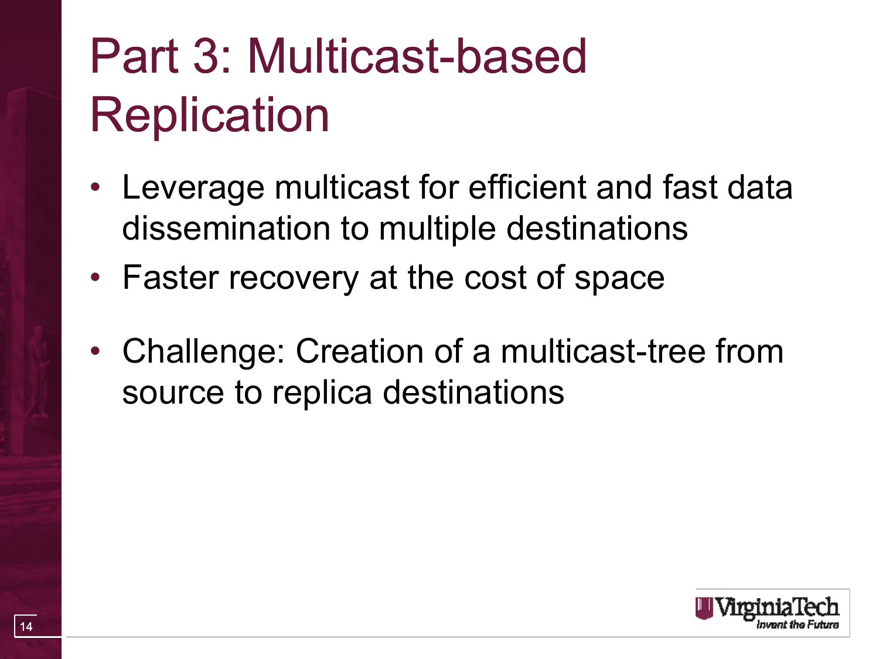# Part 3: Multicast-based Replication

- Leverage multicast for efficient and fast data dissemination to multiple destinations
- Faster recovery at the cost of space
- Challenge: Creation of a multicast-tree from source to replica destinations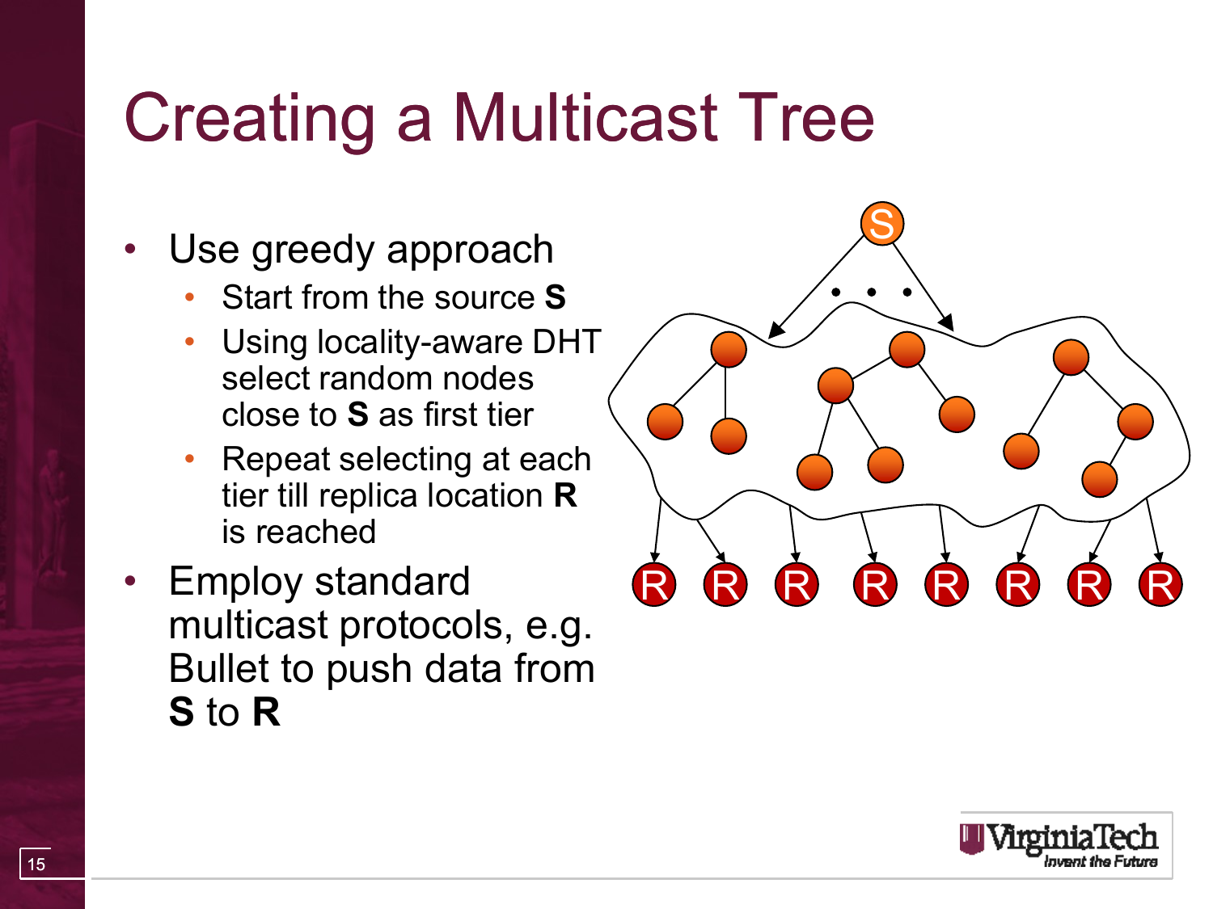# Creating a Multicast Tree

- Use greedy approach
  - Start from the source **S**
  - Using locality-aware DHT select random nodes close to **S** as first tier
  - Repeat selecting at each tier till replica location **R** is reached
- Employ standard multicast protocols, e.g. Bullet to push data from **S** to **R**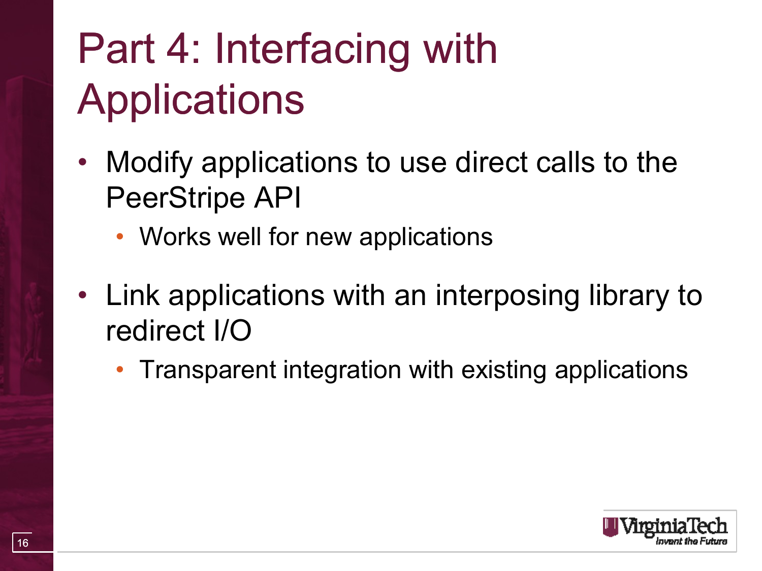# Part 4: Interfacing with Applications

- Modify applications to use direct calls to the PeerStripe API
  - Works well for new applications
- Link applications with an interposing library to redirect I/O
  - Transparent integration with existing applications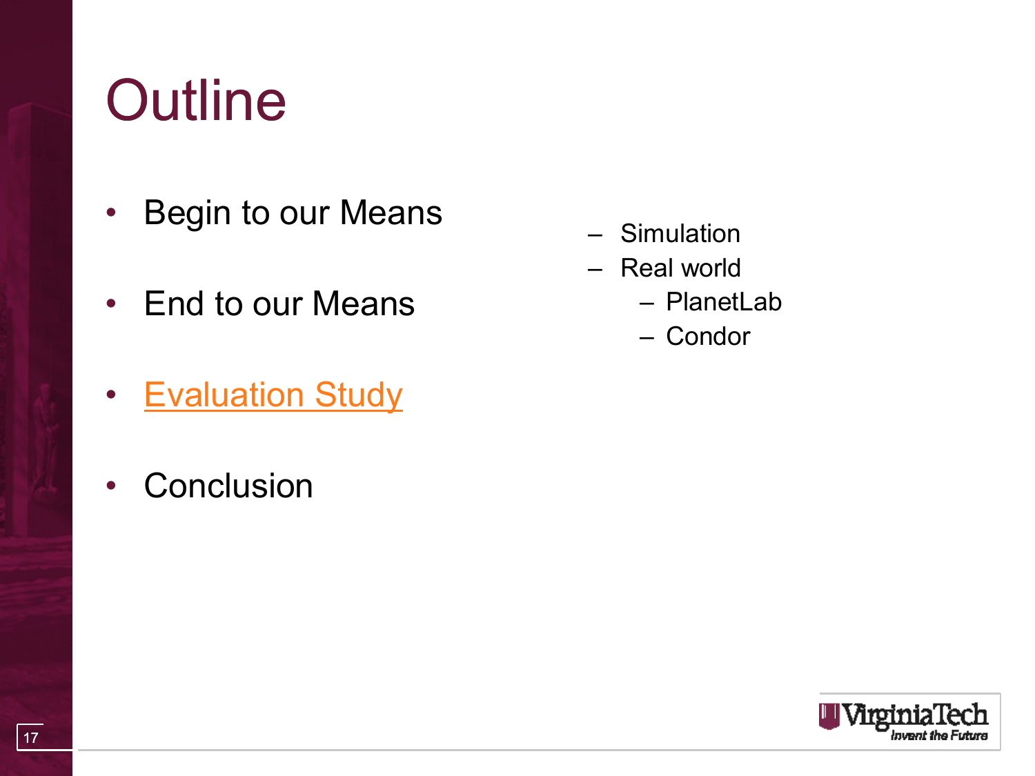# Outline

- Begin to our Means
- End to our Means
- Evaluation Study
  - Simulation
  - Real world
    - PlanetLab
    - Condor
- Conclusion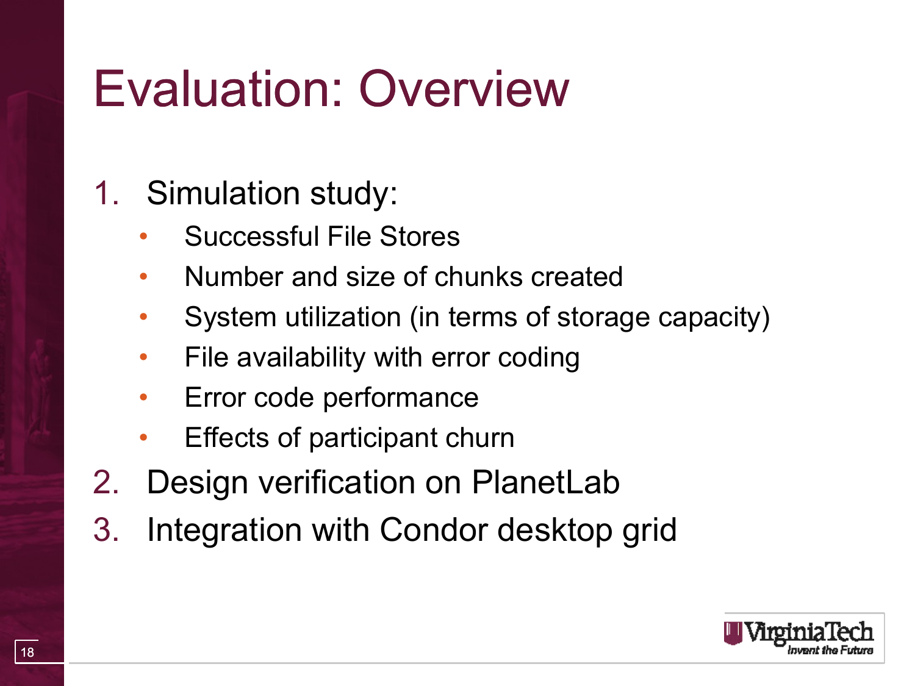# Evaluation: Overview

1. Simulation study:
   - Successful File Stores
   - Number and size of chunks created
   - System utilization (in terms of storage capacity)
   - File availability with error coding
   - Error code performance
   - Effects of participant churn
2. Design verification on PlanetLab
3. Integration with Condor desktop grid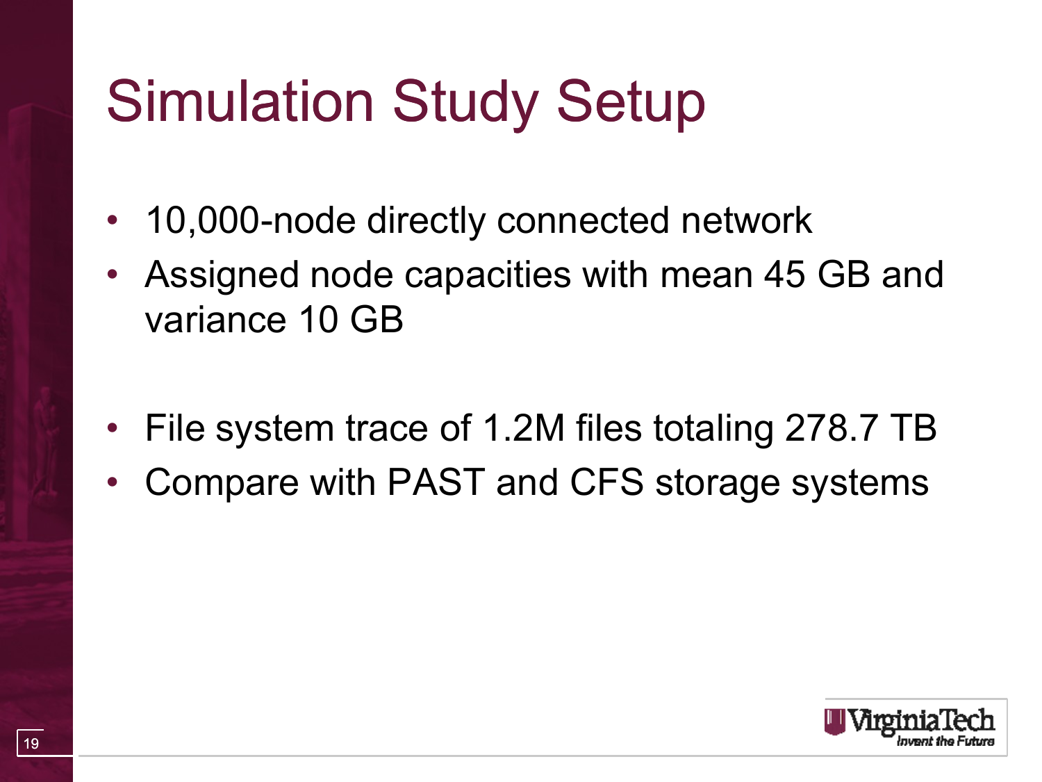# Simulation Study Setup

- 10,000-node directly connected network
- Assigned node capacities with mean 45 GB and variance 10 GB

- File system trace of 1.2M files totaling 278.7 TB
- Compare with PAST and CFS storage systems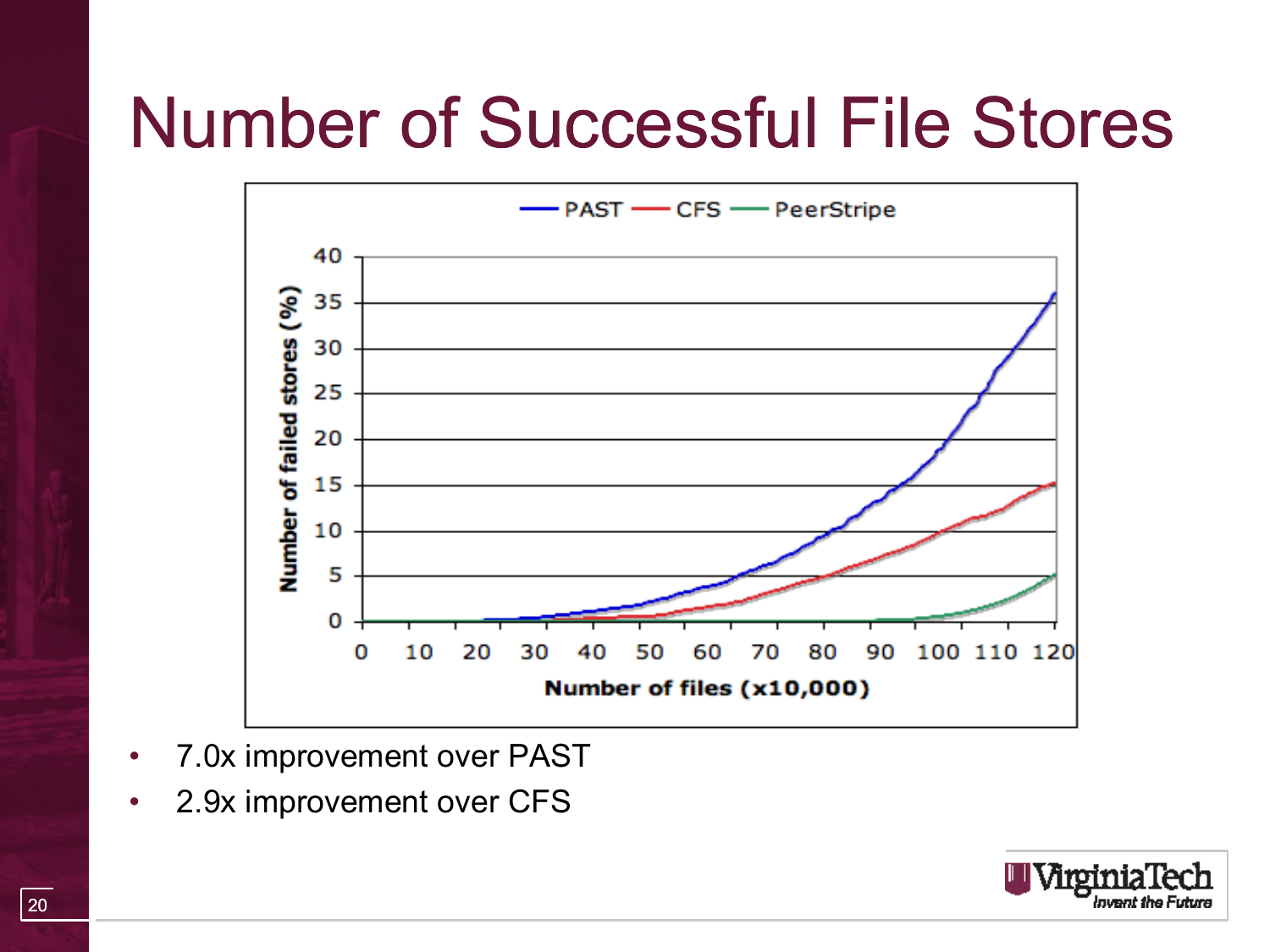# Number of Successful File Stores

- 7.0x improvement over PAST
- 2.9x improvement over CFS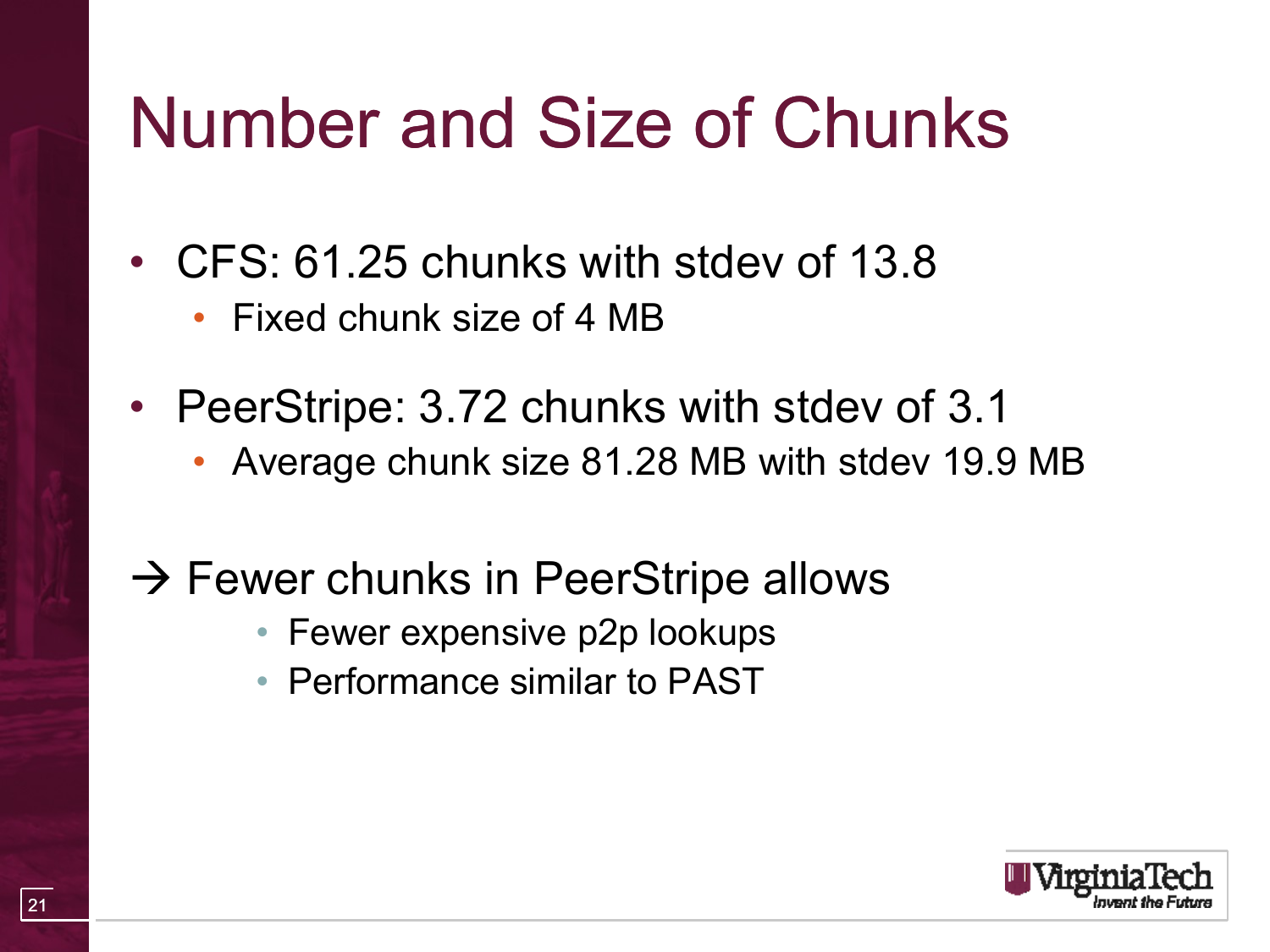# Number and Size of Chunks

- CFS: 61.25 chunks with stdev of 13.8
  - Fixed chunk size of 4 MB
- PeerStripe: 3.72 chunks with stdev of 3.1
  - Average chunk size 81.28 MB with stdev 19.9 MB

→ Fewer chunks in PeerStripe allows

- Fewer expensive p2p lookups
- Performance similar to PAST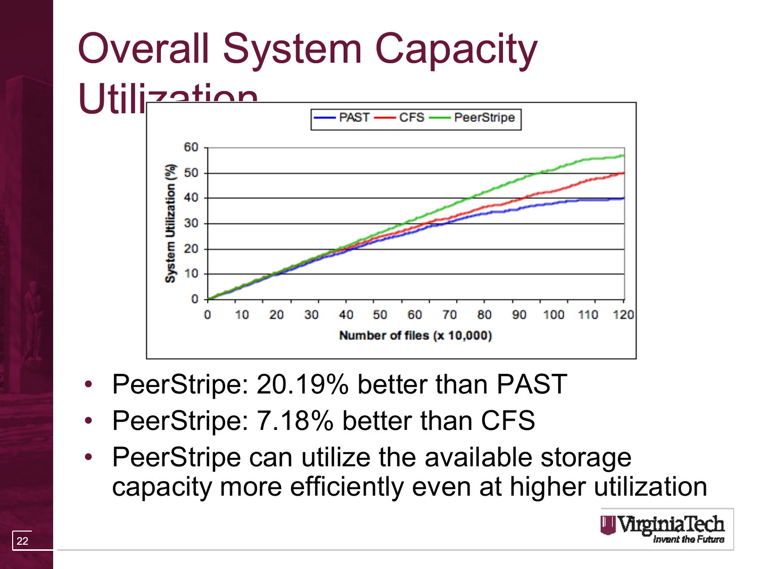# Overall System Capacity Utilization

- PeerStripe: 20.19% better than PAST
- PeerStripe: 7.18% better than CFS
- PeerStripe can utilize the available storage capacity more efficiently even at higher utilization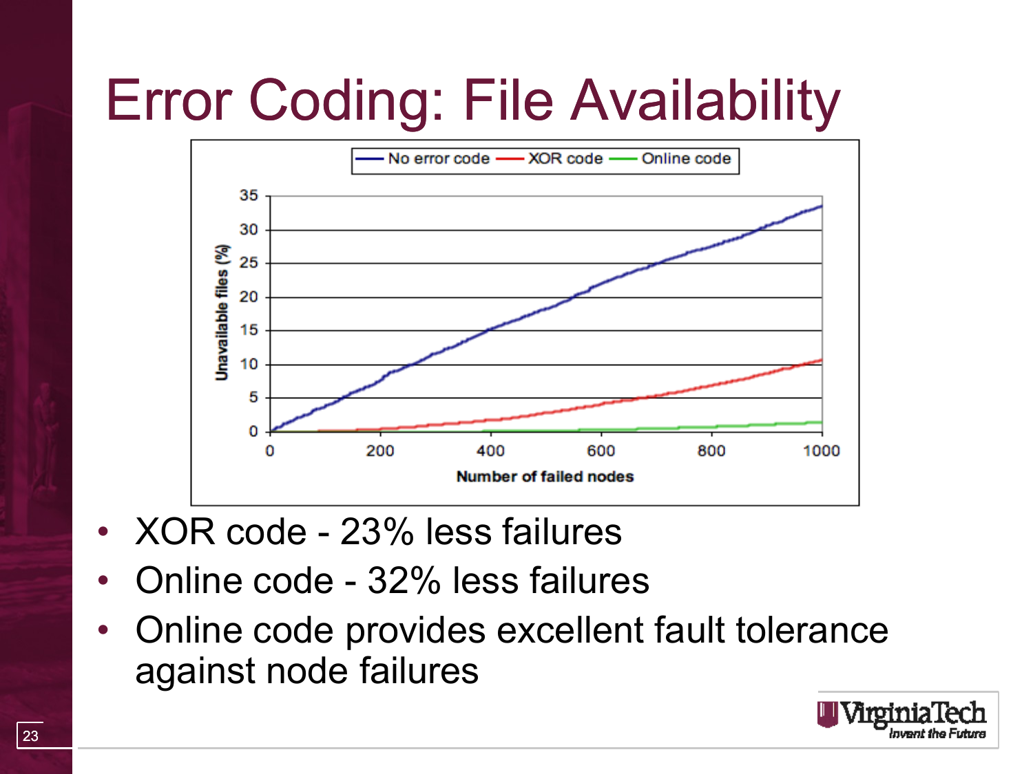# Error Coding: File Availability

- XOR code - 23% less failures
- Online code - 32% less failures
- Online code provides excellent fault tolerance against node failures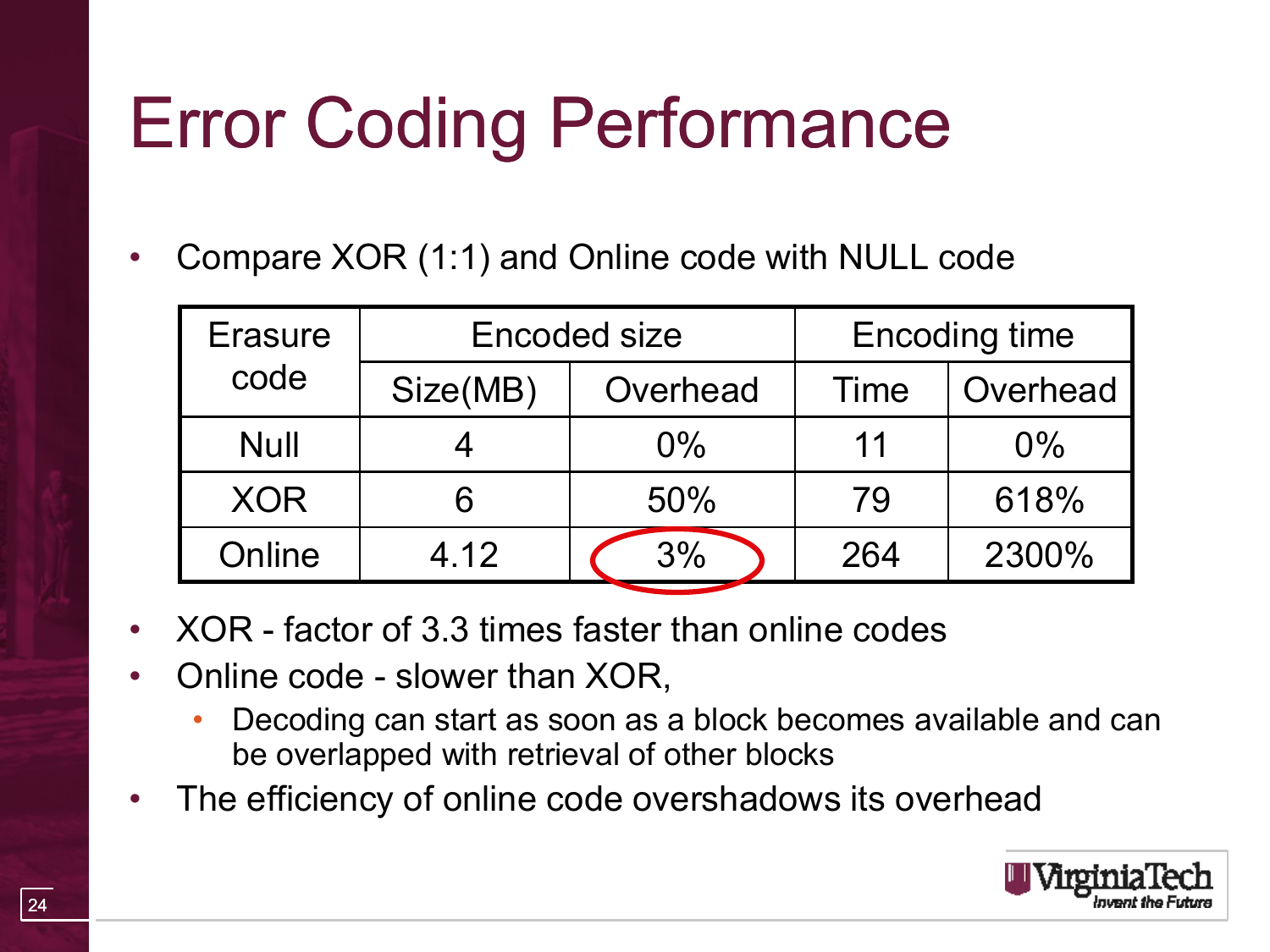# Error Coding Performance

- Compare XOR (1:1) and Online code with NULL code

| Erasure code | Encoded size | | Encoding time | |
|---|---|---|---|---|
| | Size(MB) | Overhead | Time | Overhead |
| Null | 4 | 0% | 11 | 0% |
| XOR | 6 | 50% | 79 | 618% |
| Online | 4.12 | 3% | 264 | 2300% |

- XOR - factor of 3.3 times faster than online codes
- Online code - slower than XOR,
  - Decoding can start as soon as a block becomes available and can be overlapped with retrieval of other blocks
- The efficiency of online code overshadows its overhead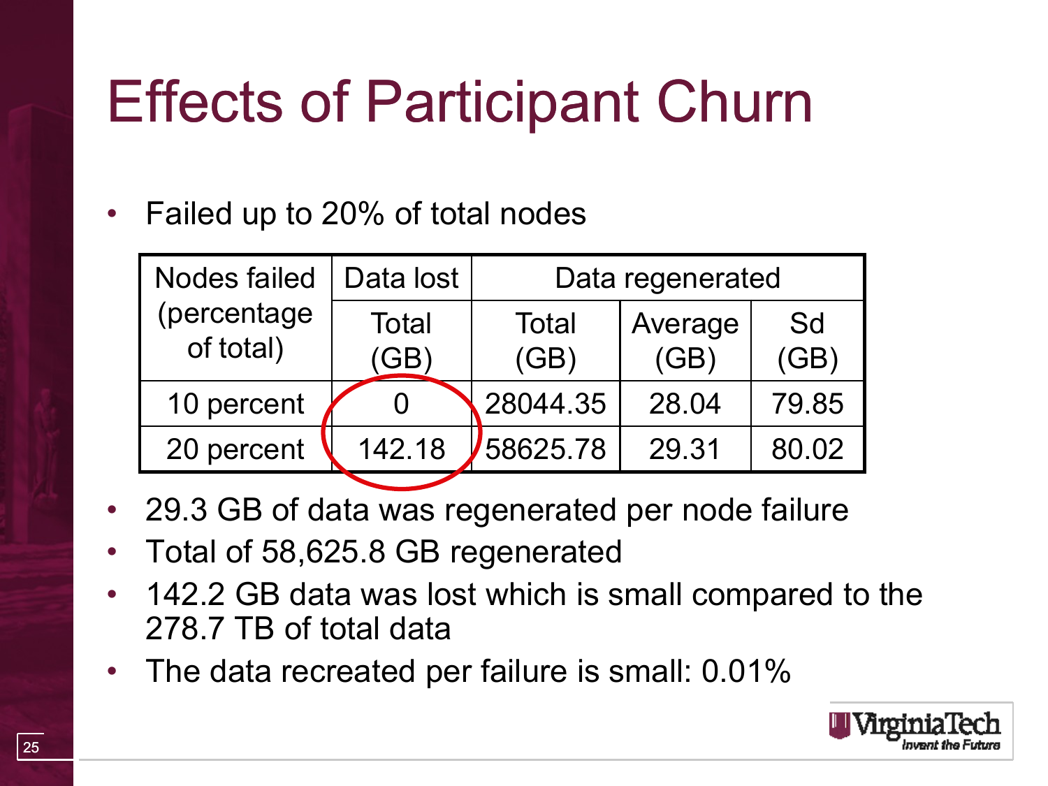# Effects of Participant Churn

- Failed up to 20% of total nodes

| Nodes failed (percentage of total) | Data lost | Data regenerated | | |
|---|---|---|---|---|
| | Total (GB) | Total (GB) | Average (GB) | Sd (GB) |
| 10 percent | 0 | 28044.35 | 28.04 | 79.85 |
| 20 percent | 142.18 | 58625.78 | 29.31 | 80.02 |

- 29.3 GB of data was regenerated per node failure
- Total of 58,625.8 GB regenerated
- 142.2 GB data was lost which is small compared to the 278.7 TB of total data
- The data recreated per failure is small: 0.01%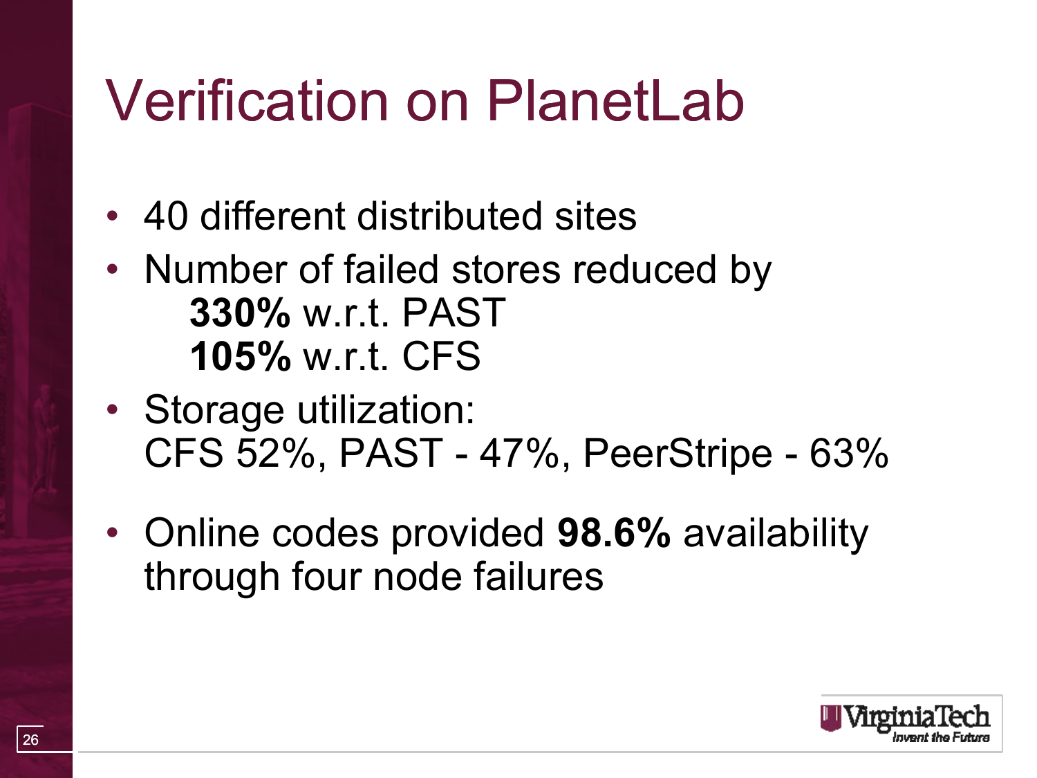# Verification on PlanetLab

- 40 different distributed sites
- Number of failed stores reduced by
  - **330%** w.r.t. PAST
  - **105%** w.r.t. CFS
- Storage utilization:
  CFS 52%, PAST - 47%, PeerStripe - 63%
- Online codes provided **98.6%** availability through four node failures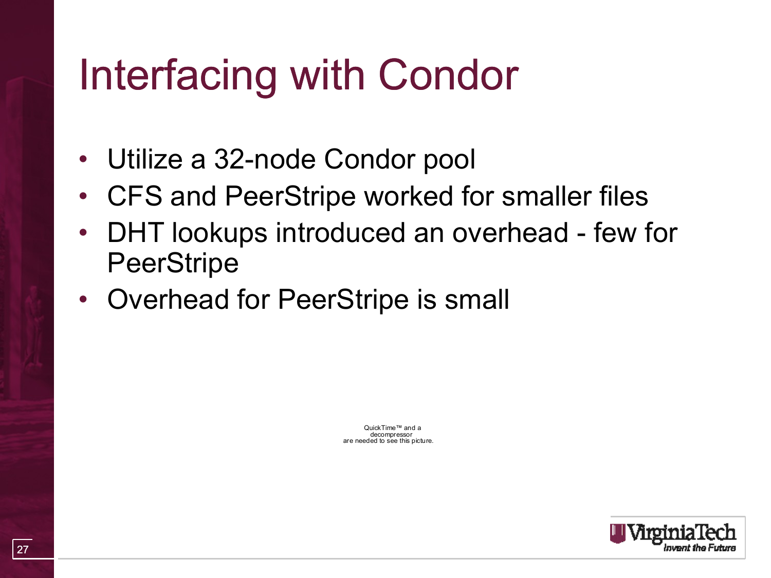# Interfacing with Condor

- Utilize a 32-node Condor pool
- CFS and PeerStripe worked for smaller files
- DHT lookups introduced an overhead - few for PeerStripe
- Overhead for PeerStripe is small

QuickTime™ and a decompressor are needed to see this picture.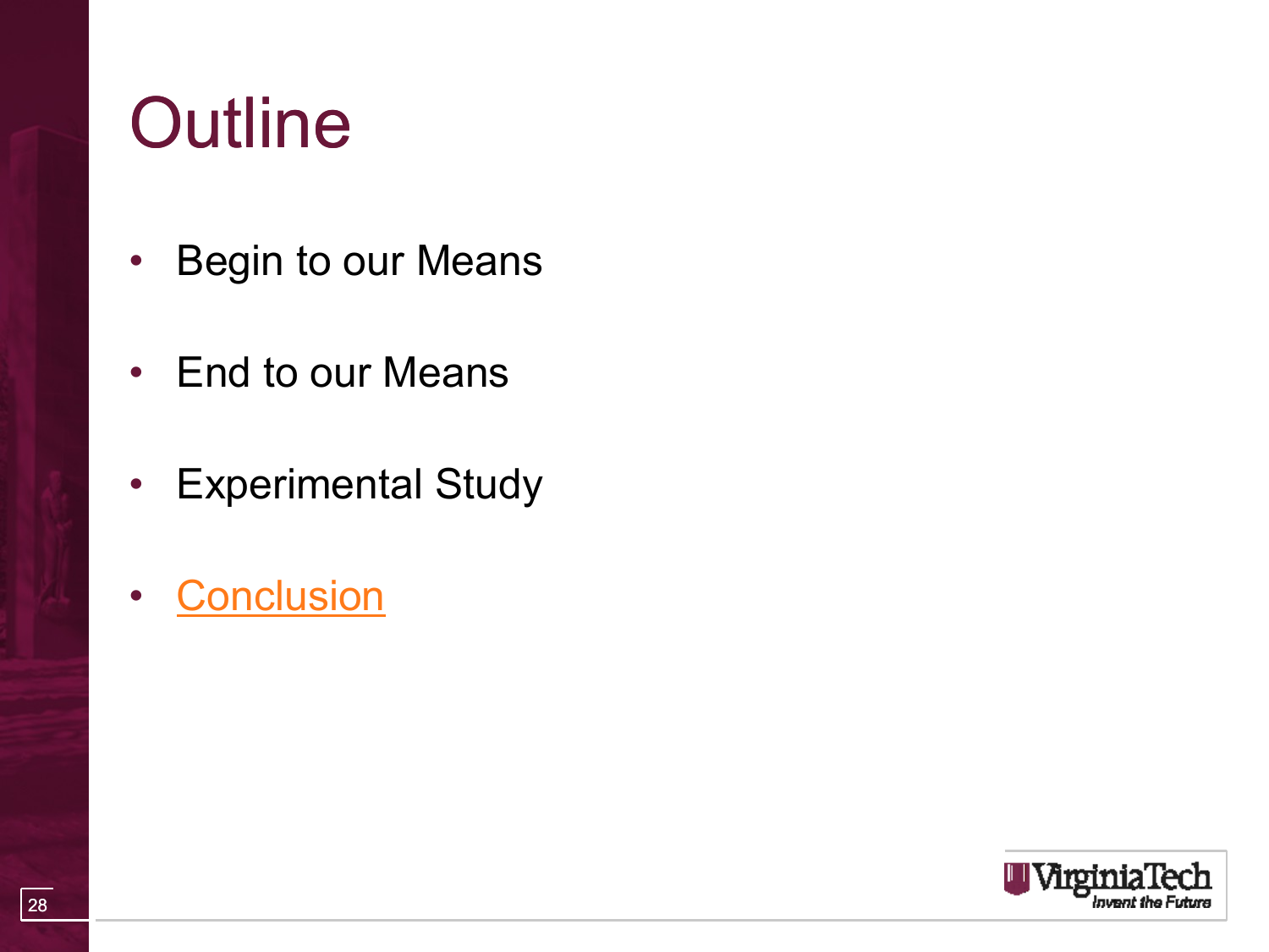# Outline

- Begin to our Means
- End to our Means
- Experimental Study
- Conclusion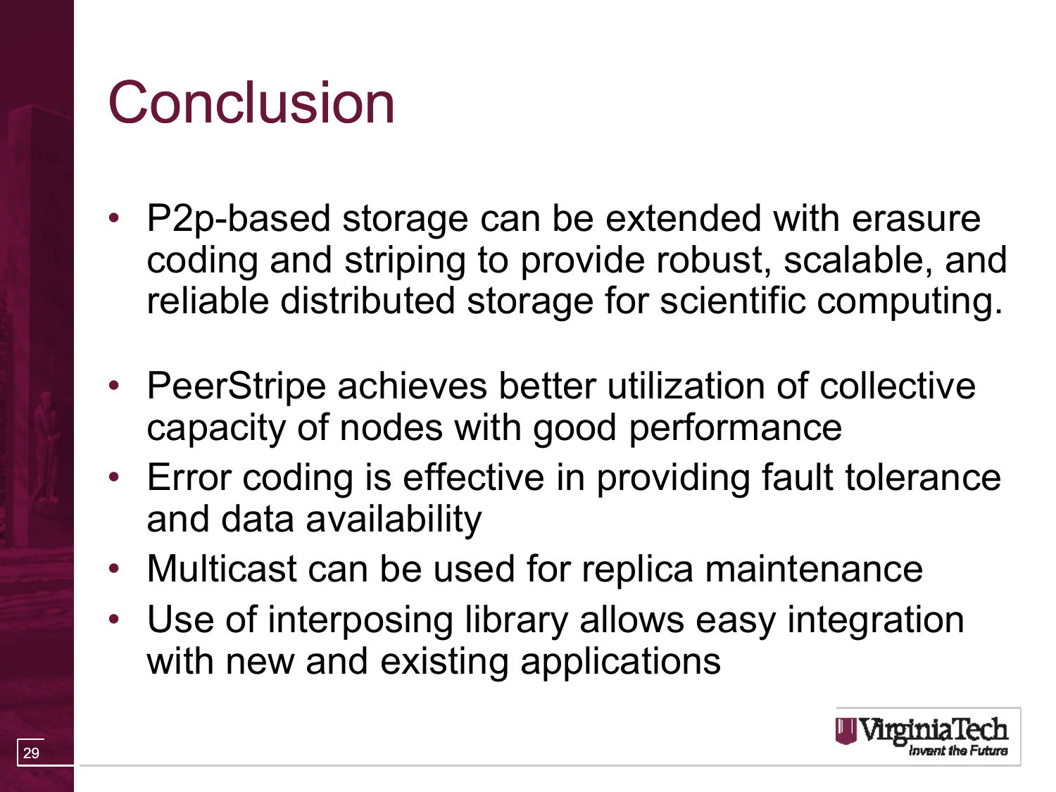# Conclusion

- P2p-based storage can be extended with erasure coding and striping to provide robust, scalable, and reliable distributed storage for scientific computing.

- PeerStripe achieves better utilization of collective capacity of nodes with good performance
- Error coding is effective in providing fault tolerance and data availability
- Multicast can be used for replica maintenance
- Use of interposing library allows easy integration with new and existing applications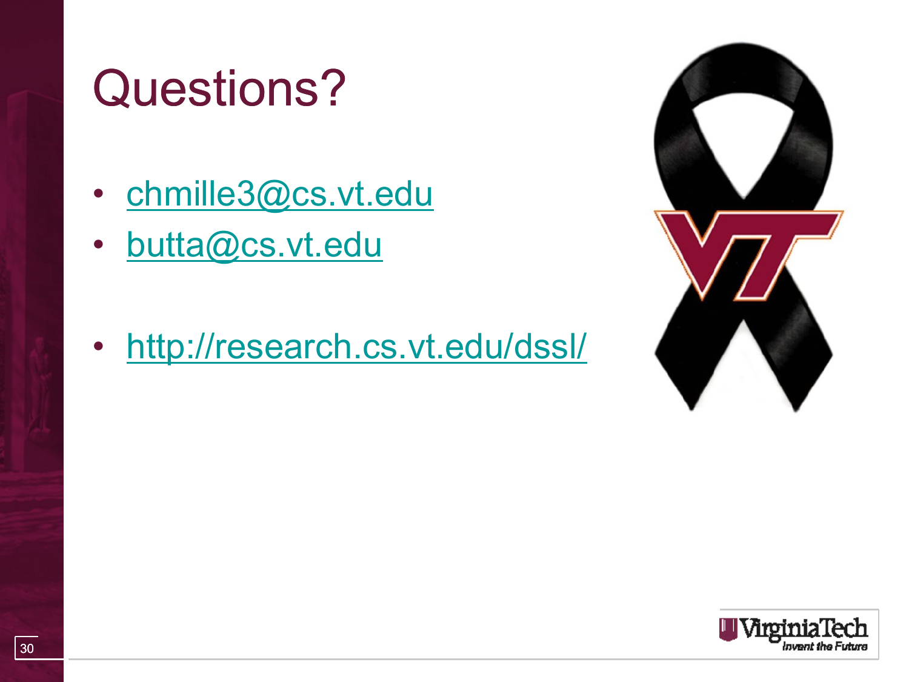# Questions?

- chmille3@cs.vt.edu
- butta@cs.vt.edu

- http://research.cs.vt.edu/dssl/